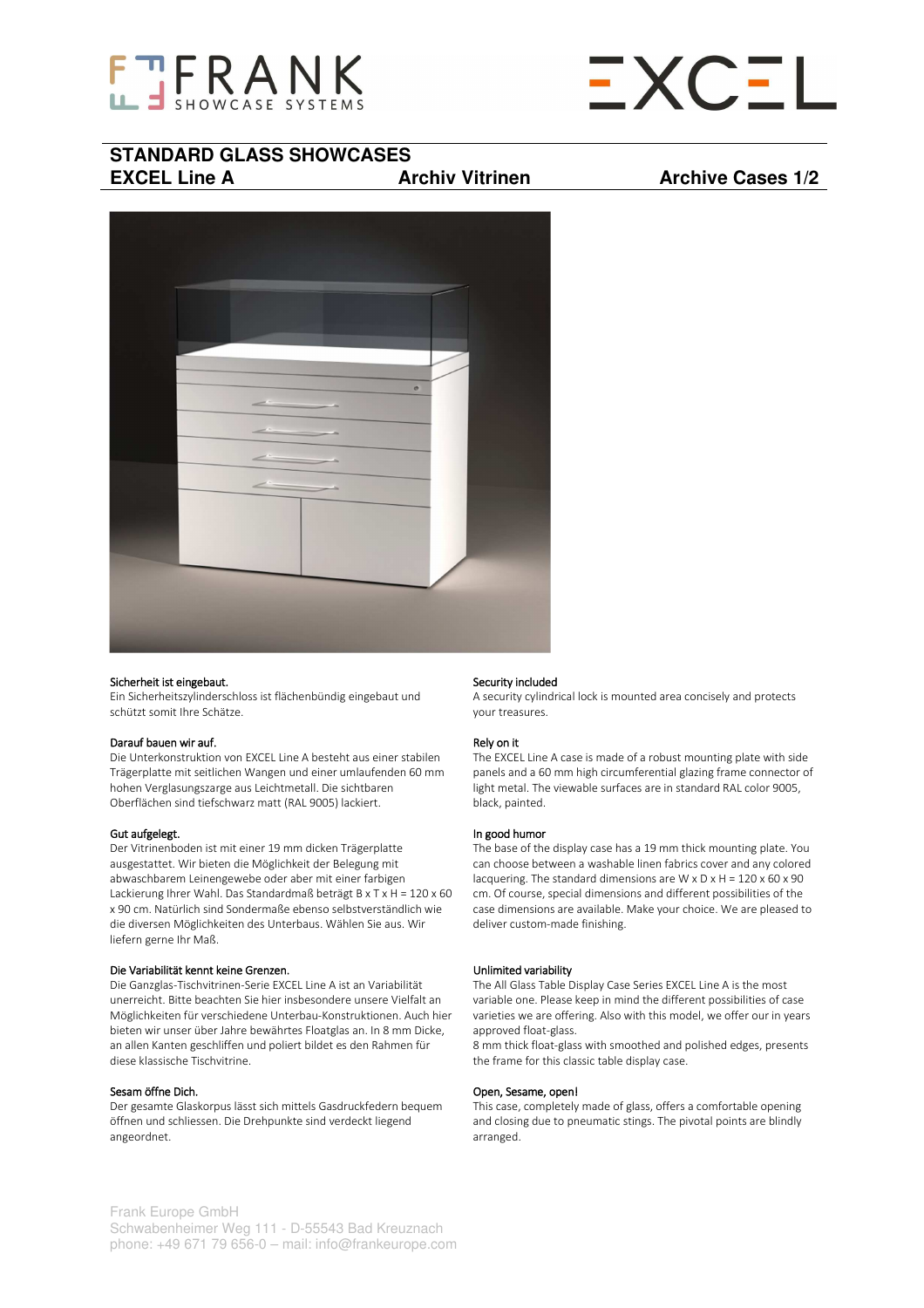FRANK SHOWCASE SYSTEMS

EXCEL

## STANDARD GLASS SHOWCASES

**EXCEL Line A** **Archiv Vitrinen** **Archive Cases 1/2**

Sicherheit ist eingebaut.
Ein Sicherheitszylinderschloss ist flächenbündig eingebaut und schützt somit Ihre Schätze.

Darauf bauen wir auf.
Die Unterkonstruktion von EXCEL Line A besteht aus einer stabilen Trägerplatte mit seitlichen Wangen und einer umlaufenden 60 mm hohen Verglasungszarge aus Leichtmetall. Die sichtbaren Oberflächen sind tiefschwarz matt (RAL 9005) lackiert.

Gut aufgelegt.
Der Vitrinenboden ist mit einer 19 mm dicken Trägerplatte ausgestattet. Wir bieten die Möglichkeit der Belegung mit abwaschbarem Leinengewebe oder aber mit einer farbigen Lackierung Ihrer Wahl. Das Standardmaß beträgt B x T x H = 120 x 60 x 90 cm. Natürlich sind Sondermaße ebenso selbstverständlich wie die diversen Möglichkeiten des Unterbaus. Wählen Sie aus. Wir liefern gerne Ihr Maß.

Die Variabilität kennt keine Grenzen.
Die Ganzglas-Tischvitrinen-Serie EXCEL Line A ist an Variabilität unerreicht. Bitte beachten Sie hier insbesondere unsere Vielfalt an Möglichkeiten für verschiedene Unterbau-Konstruktionen. Auch hier bieten wir unser über Jahre bewährtes Floatglas an. In 8 mm Dicke, an allen Kanten geschliffen und poliert bildet es den Rahmen für diese klassische Tischvitrine.

Sesam öffne Dich.
Der gesamte Glaskorpus lässt sich mittels Gasdruckfedern bequem öffnen und schliessen. Die Drehpunkte sind verdeckt liegend angeordnet.

Security included
A security cylindrical lock is mounted area concisely and protects your treasures.

Rely on it
The EXCEL Line A case is made of a robust mounting plate with side panels and a 60 mm high circumferential glazing frame connector of light metal. The viewable surfaces are in standard RAL color 9005, black, painted.

In good humor
The base of the display case has a 19 mm thick mounting plate. You can choose between a washable linen fabrics cover and any colored lacquering. The standard dimensions are W x D x H = 120 x 60 x 90 cm. Of course, special dimensions and different possibilities of the case dimensions are available. Make your choice. We are pleased to deliver custom-made finishing.

Unlimited variability
The All Glass Table Display Case Series EXCEL Line A is the most variable one. Please keep in mind the different possibilities of case varieties we are offering. Also with this model, we offer our in years approved float-glass.
8 mm thick float-glass with smoothed and polished edges, presents the frame for this classic table display case.

Open, Sesame, open!
This case, completely made of glass, offers a comfortable opening and closing due to pneumatic stings. The pivotal points are blindly arranged.

Frank Europe GmbH
Schwabenheimer Weg 111 - D-55543 Bad Kreuznach
phone: +49 671 79 656-0 – mail: info@frankeurope.com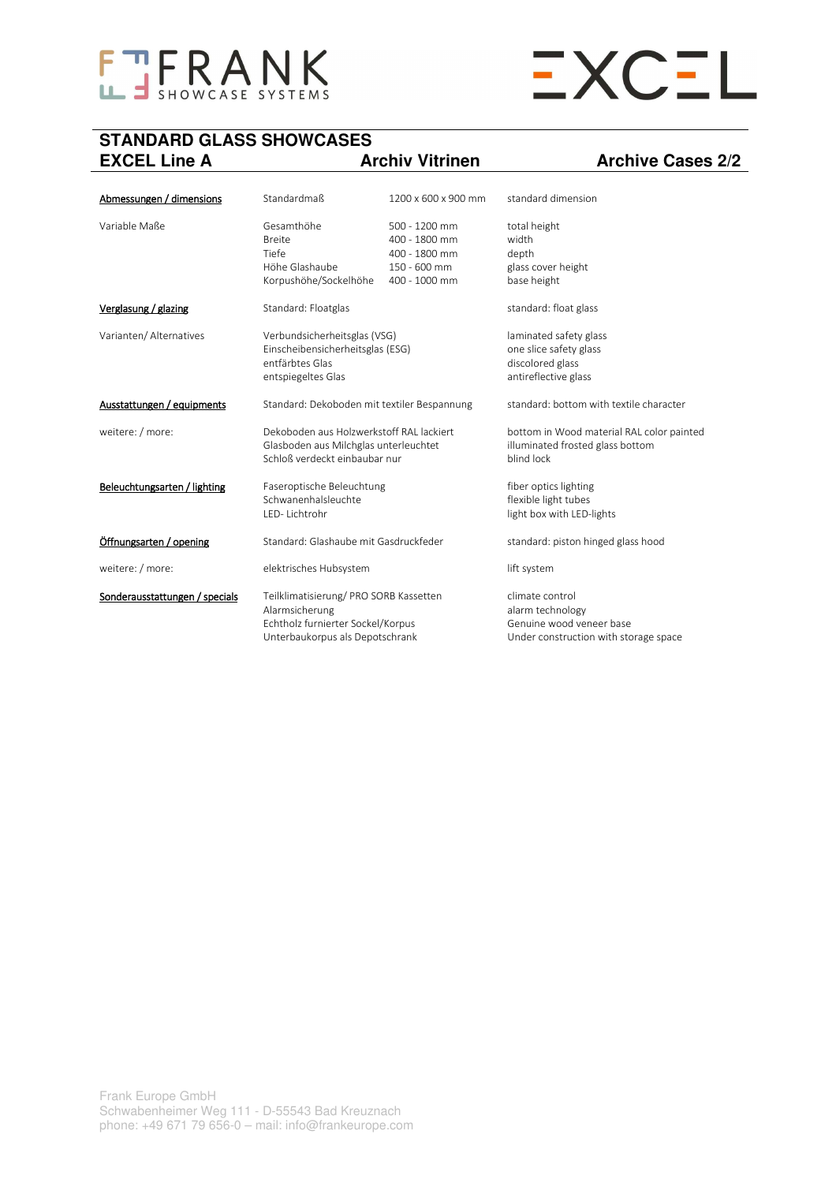## STANDARD GLASS SHOWCASES

## EXCEL Line A — Archiv Vitrinen — Archive Cases 2/2

| | | | |
|---|---|---|---|
| Abmessungen / dimensions | Standardmaß | 1200 x 600 x 900 mm | standard dimension |
| Variable Maße | Gesamthöhe<br>Breite<br>Tiefe<br>Höhe Glashaube<br>Korpushöhe/Sockelhöhe | 500 - 1200 mm<br>400 - 1800 mm<br>400 - 1800 mm<br>150 - 600 mm<br>400 - 1000 mm | total height<br>width<br>depth<br>glass cover height<br>base height |
| Verglasung / glazing | Standard: Floatglas | | standard: float glass |
| Varianten/ Alternatives | Verbundsicherheitsglas (VSG)<br>Einscheibensicherheitsglas (ESG)<br>entfärbtes Glas<br>entspiegeltes Glas | | laminated safety glass<br>one slice safety glass<br>discolored glass<br>antireflective glass |
| Ausstattungen / equipments | Standard: Dekoboden mit textiler Bespannung | | standard: bottom with textile character |
| weitere: / more: | Dekoboden aus Holzwerkstoff RAL lackiert<br>Glasboden aus Milchglas unterleuchtet<br>Schloß verdeckt einbaubar nur | | bottom in Wood material RAL color painted<br>illuminated frosted glass bottom<br>blind lock |
| Beleuchtungsarten / lighting | Faseroptische Beleuchtung<br>Schwanenhalsleuchte<br>LED- Lichtrohr | | fiber optics lighting<br>flexible light tubes<br>light box with LED-lights |
| Öffnungsarten / opening | Standard: Glashaube mit Gasdruckfeder | | standard: piston hinged glass hood |
| weitere: / more: | elektrisches Hubsystem | | lift system |
| Sonderausstattungen / specials | Teilklimatisierung/ PRO SORB Kassetten<br>Alarmsicherung<br>Echtholz furnierter Sockel/Korpus<br>Unterbaukorpus als Depotschrank | | climate control<br>alarm technology<br>Genuine wood veneer base<br>Under construction with storage space |